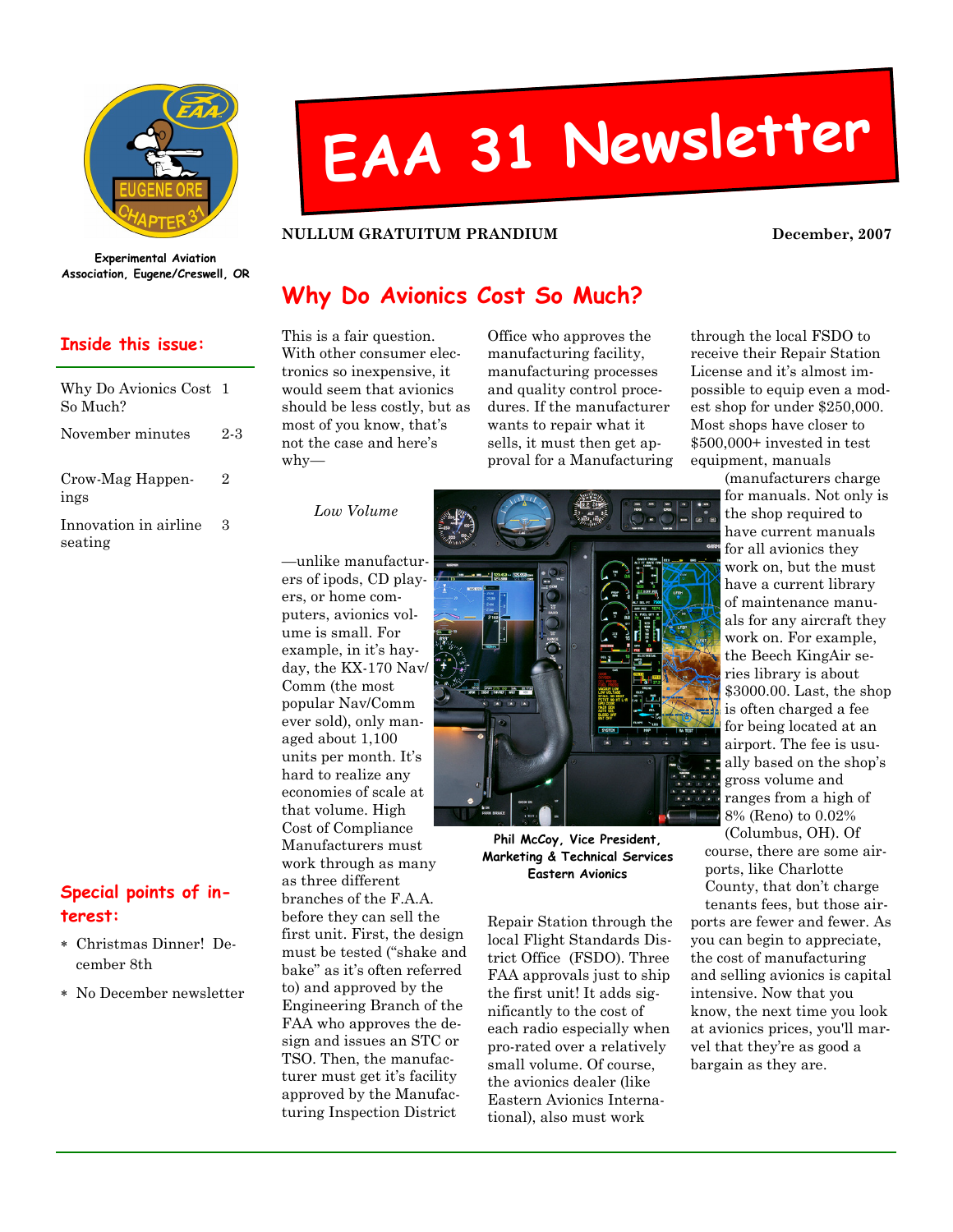# EAA 31 Newsletter

Experimental Aviation Association, Eugene/Creswell, OR

**NULLUM GRATUITUM PRANDIUM** — **December, 2007**

## Inside this issue:

| | |
|---|---|
| Why Do Avionics Cost So Much? | 1 |
| November minutes | 2-3 |
| Crow-Mag Happenings | 2 |
| Innovation in airline seating | 3 |

## Special points of interest:

- Christmas Dinner! December 8th
- No December newsletter

## Why Do Avionics Cost So Much?

This is a fair question. With other consumer electronics so inexpensive, it would seem that avionics should be less costly, but as most of you know, that's not the case and here's why—

*Low Volume*

—unlike manufacturers of ipods, CD players, or home computers, avionics volume is small. For example, in it's hayday, the KX-170 Nav/Comm (the most popular Nav/Comm ever sold), only managed about 1,100 units per month. It's hard to realize any economies of scale at that volume. High Cost of Compliance Manufacturers must work through as many as three different branches of the F.A.A. before they can sell the first unit. First, the design must be tested ("shake and bake" as it's often referred to) and approved by the Engineering Branch of the FAA who approves the design and issues an STC or TSO. Then, the manufacturer must get it's facility approved by the Manufacturing Inspection District Office who approves the manufacturing facility, manufacturing processes and quality control procedures. If the manufacturer wants to repair what it sells, it must then get approval for a Manufacturing Repair Station through the local Flight Standards District Office (FSDO). Three FAA approvals just to ship the first unit! It adds significantly to the cost of each radio especially when pro-rated over a relatively small volume. Of course, the avionics dealer (like Eastern Avionics International), also must work through the local FSDO to receive their Repair Station License and it's almost impossible to equip even a modest shop for under $250,000. Most shops have closer to $500,000+ invested in test equipment, manuals (manufacturers charge for manuals. Not only is the shop required to have current manuals for all avionics they work on, but the must have a current library of maintenance manuals for any aircraft they work on. For example, the Beech KingAir series library is about $3000.00. Last, the shop is often charged a fee for being located at an airport. The fee is usually based on the shop's gross volume and ranges from a high of 8% (Reno) to 0.02% (Columbus, OH). Of course, there are some airports, like Charlotte County, that don't charge tenants fees, but those airports are fewer and fewer. As you can begin to appreciate, the cost of manufacturing and selling avionics is capital intensive. Now that you know, the next time you look at avionics prices, you'll marvel that they're as good a bargain as they are.

Phil McCoy, Vice President, Marketing & Technical Services Eastern Avionics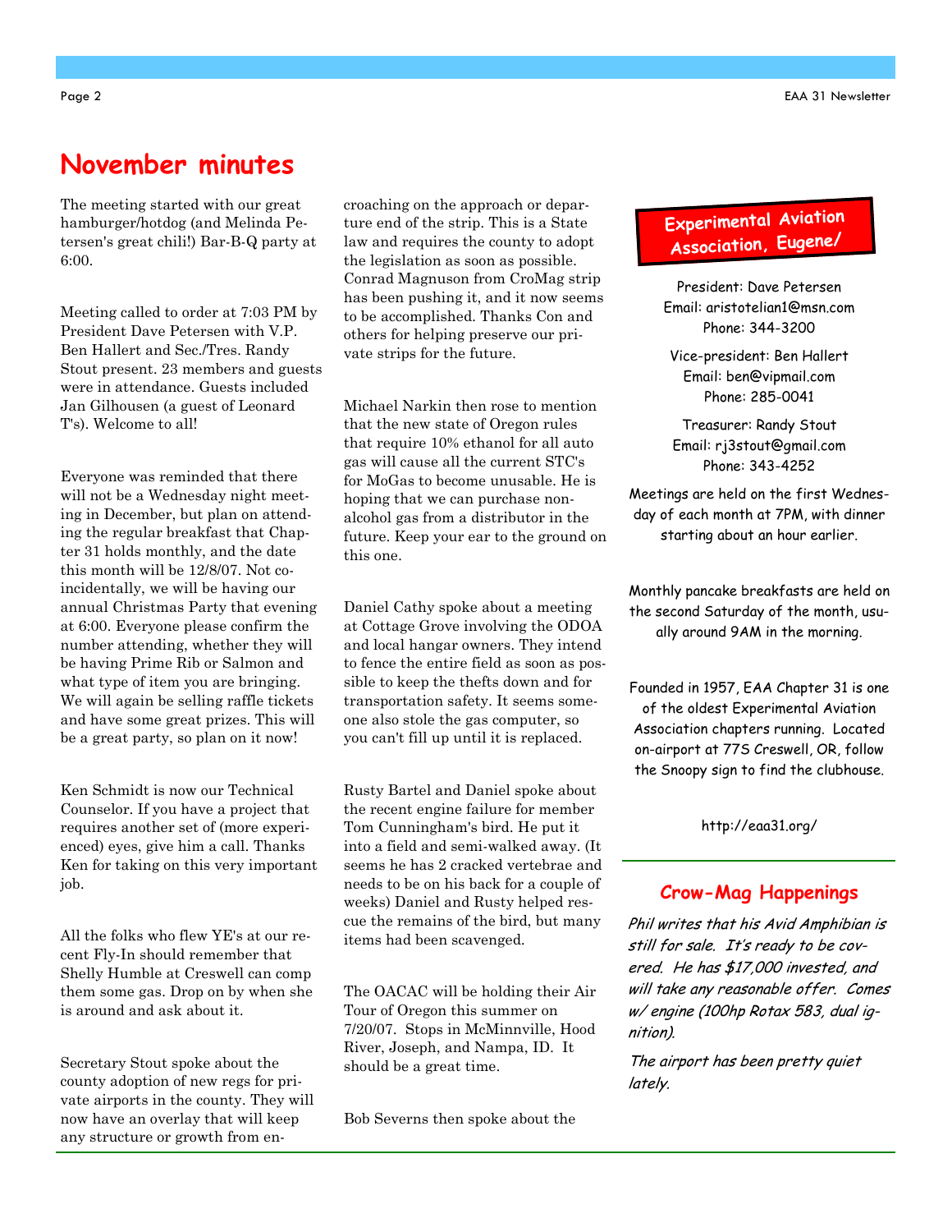# November minutes

The meeting started with our great hamburger/hotdog (and Melinda Petersen's great chili!) Bar-B-Q party at 6:00.

Meeting called to order at 7:03 PM by President Dave Petersen with V.P. Ben Hallert and Sec./Tres. Randy Stout present. 23 members and guests were in attendance. Guests included Jan Gilhousen (a guest of Leonard T's). Welcome to all!

Everyone was reminded that there will not be a Wednesday night meeting in December, but plan on attending the regular breakfast that Chapter 31 holds monthly, and the date this month will be 12/8/07. Not coincidentally, we will be having our annual Christmas Party that evening at 6:00. Everyone please confirm the number attending, whether they will be having Prime Rib or Salmon and what type of item you are bringing. We will again be selling raffle tickets and have some great prizes. This will be a great party, so plan on it now!

Ken Schmidt is now our Technical Counselor. If you have a project that requires another set of (more experienced) eyes, give him a call. Thanks Ken for taking on this very important job.

All the folks who flew YE's at our recent Fly-In should remember that Shelly Humble at Creswell can comp them some gas. Drop on by when she is around and ask about it.

Secretary Stout spoke about the county adoption of new regs for private airports in the county. They will now have an overlay that will keep any structure or growth from encroaching on the approach or departure end of the strip. This is a State law and requires the county to adopt the legislation as soon as possible. Conrad Magnuson from CroMag strip has been pushing it, and it now seems to be accomplished. Thanks Con and others for helping preserve our private strips for the future.

Michael Narkin then rose to mention that the new state of Oregon rules that require 10% ethanol for all auto gas will cause all the current STC's for MoGas to become unusable. He is hoping that we can purchase non-alcohol gas from a distributor in the future. Keep your ear to the ground on this one.

Daniel Cathy spoke about a meeting at Cottage Grove involving the ODOA and local hangar owners. They intend to fence the entire field as soon as possible to keep the thefts down and for transportation safety. It seems someone also stole the gas computer, so you can't fill up until it is replaced.

Rusty Bartel and Daniel spoke about the recent engine failure for member Tom Cunningham's bird. He put it into a field and semi-walked away. (It seems he has 2 cracked vertebrae and needs to be on his back for a couple of weeks) Daniel and Rusty helped rescue the remains of the bird, but many items had been scavenged.

The OACAC will be holding their Air Tour of Oregon this summer on 7/20/07. Stops in McMinnville, Hood River, Joseph, and Nampa, ID. It should be a great time.

Bob Severns then spoke about the

## Experimental Aviation Association, Eugene/

President: Dave Petersen
Email: aristotelian1@msn.com
Phone: 344-3200

Vice-president: Ben Hallert
Email: ben@vipmail.com
Phone: 285-0041

Treasurer: Randy Stout
Email: rj3stout@gmail.com
Phone: 343-4252

Meetings are held on the first Wednesday of each month at 7PM, with dinner starting about an hour earlier.

Monthly pancake breakfasts are held on the second Saturday of the month, usually around 9AM in the morning.

Founded in 1957, EAA Chapter 31 is one of the oldest Experimental Aviation Association chapters running. Located on-airport at 77S Creswell, OR, follow the Snoopy sign to find the clubhouse.

http://eaa31.org/

## Crow-Mag Happenings

*Phil writes that his Avid Amphibian is still for sale. It's ready to be covered. He has $17,000 invested, and will take any reasonable offer. Comes w/ engine (100hp Rotax 583, dual ignition).*

*The airport has been pretty quiet lately.*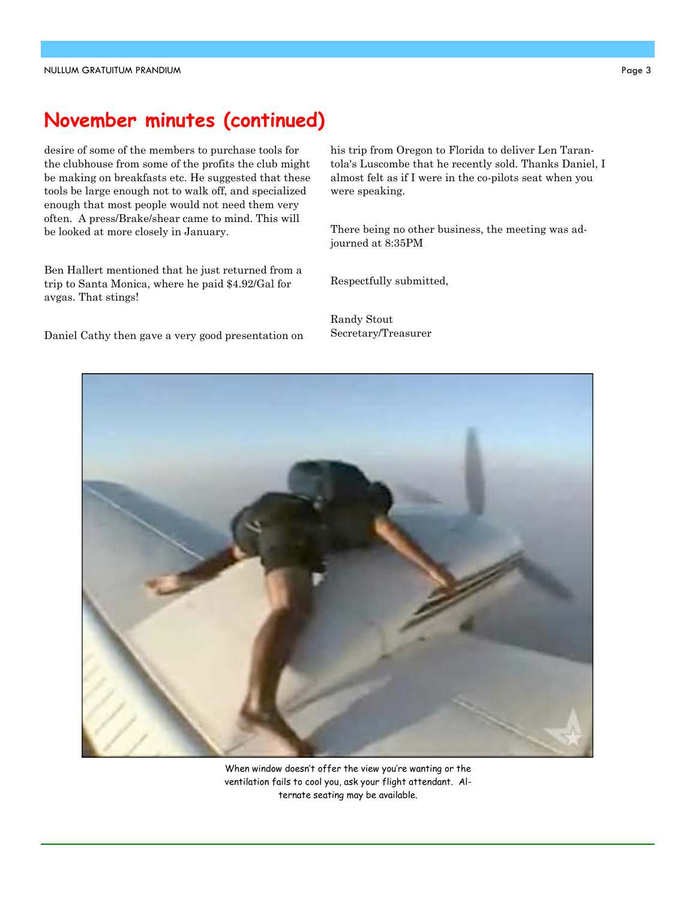## November minutes (continued)

desire of some of the members to purchase tools for the clubhouse from some of the profits the club might be making on breakfasts etc. He suggested that these tools be large enough not to walk off, and specialized enough that most people would not need them very often. A press/Brake/shear came to mind. This will be looked at more closely in January.

Ben Hallert mentioned that he just returned from a trip to Santa Monica, where he paid $4.92/Gal for avgas. That stings!

Daniel Cathy then gave a very good presentation on his trip from Oregon to Florida to deliver Len Tarantola's Luscombe that he recently sold. Thanks Daniel, I almost felt as if I were in the co-pilots seat when you were speaking.

There being no other business, the meeting was adjourned at 8:35PM

Respectfully submitted,

Randy Stout
Secretary/Treasurer

When window doesn't offer the view you're wanting or the ventilation fails to cool you, ask your flight attendant. Alternate seating may be available.